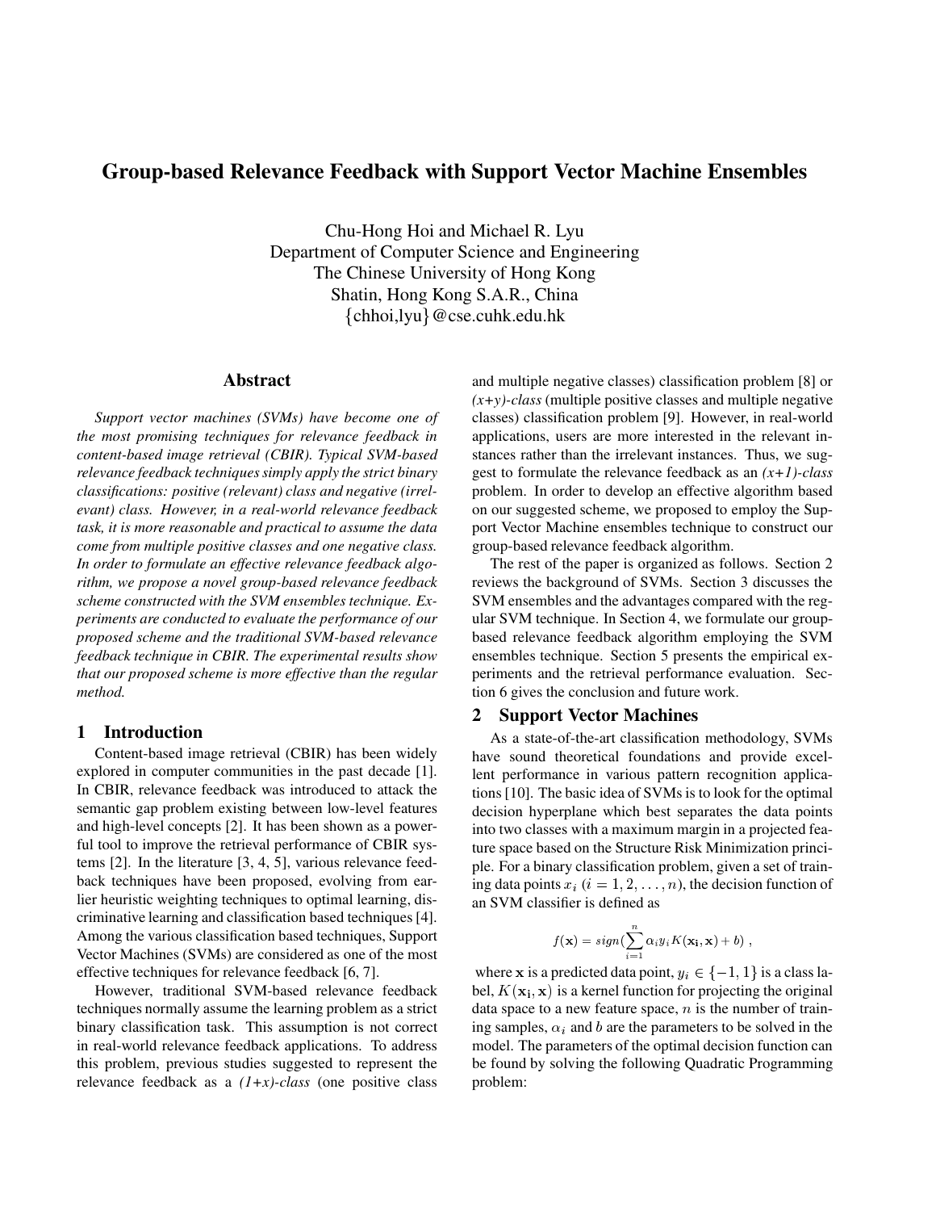# Group-based Relevance Feedback with Support Vector Machine Ensembles

Chu-Hong Hoi and Michael R. Lyu
Department of Computer Science and Engineering
The Chinese University of Hong Kong
Shatin, Hong Kong S.A.R., China
{chhoi,lyu}@cse.cuhk.edu.hk

## Abstract

*Support vector machines (SVMs) have become one of the most promising techniques for relevance feedback in content-based image retrieval (CBIR). Typical SVM-based relevance feedback techniques simply apply the strict binary classifications: positive (relevant) class and negative (irrelevant) class. However, in a real-world relevance feedback task, it is more reasonable and practical to assume the data come from multiple positive classes and one negative class. In order to formulate an effective relevance feedback algorithm, we propose a novel group-based relevance feedback scheme constructed with the SVM ensembles technique. Experiments are conducted to evaluate the performance of our proposed scheme and the traditional SVM-based relevance feedback technique in CBIR. The experimental results show that our proposed scheme is more effective than the regular method.*

## 1 Introduction

Content-based image retrieval (CBIR) has been widely explored in computer communities in the past decade [1]. In CBIR, relevance feedback was introduced to attack the semantic gap problem existing between low-level features and high-level concepts [2]. It has been shown as a powerful tool to improve the retrieval performance of CBIR systems [2]. In the literature [3, 4, 5], various relevance feedback techniques have been proposed, evolving from earlier heuristic weighting techniques to optimal learning, discriminative learning and classification based techniques [4]. Among the various classification based techniques, Support Vector Machines (SVMs) are considered as one of the most effective techniques for relevance feedback [6, 7].

However, traditional SVM-based relevance feedback techniques normally assume the learning problem as a strict binary classification task. This assumption is not correct in real-world relevance feedback applications. To address this problem, previous studies suggested to represent the relevance feedback as a *(1+x)-class* (one positive class and multiple negative classes) classification problem [8] or *(x+y)-class* (multiple positive classes and multiple negative classes) classification problem [9]. However, in real-world applications, users are more interested in the relevant instances rather than the irrelevant instances. Thus, we suggest to formulate the relevance feedback as an *(x+1)-class* problem. In order to develop an effective algorithm based on our suggested scheme, we proposed to employ the Support Vector Machine ensembles technique to construct our group-based relevance feedback algorithm.

The rest of the paper is organized as follows. Section 2 reviews the background of SVMs. Section 3 discusses the SVM ensembles and the advantages compared with the regular SVM technique. In Section 4, we formulate our group-based relevance feedback algorithm employing the SVM ensembles technique. Section 5 presents the empirical experiments and the retrieval performance evaluation. Section 6 gives the conclusion and future work.

## 2 Support Vector Machines

As a state-of-the-art classification methodology, SVMs have sound theoretical foundations and provide excellent performance in various pattern recognition applications [10]. The basic idea of SVMs is to look for the optimal decision hyperplane which best separates the data points into two classes with a maximum margin in a projected feature space based on the Structure Risk Minimization principle. For a binary classification problem, given a set of training data points $x_i$ ($i = 1, 2, \ldots, n$), the decision function of an SVM classifier is defined as

$$f(\mathbf{x}) = sign(\sum_{i=1}^{n} \alpha_i y_i K(\mathbf{x_i}, \mathbf{x}) + b) \ ,$$

where $\mathbf{x}$ is a predicted data point, $y_i \in \{-1, 1\}$ is a class label, $K(\mathbf{x_i}, \mathbf{x})$ is a kernel function for projecting the original data space to a new feature space, $n$ is the number of training samples, $\alpha_i$ and $b$ are the parameters to be solved in the model. The parameters of the optimal decision function can be found by solving the following Quadratic Programming problem: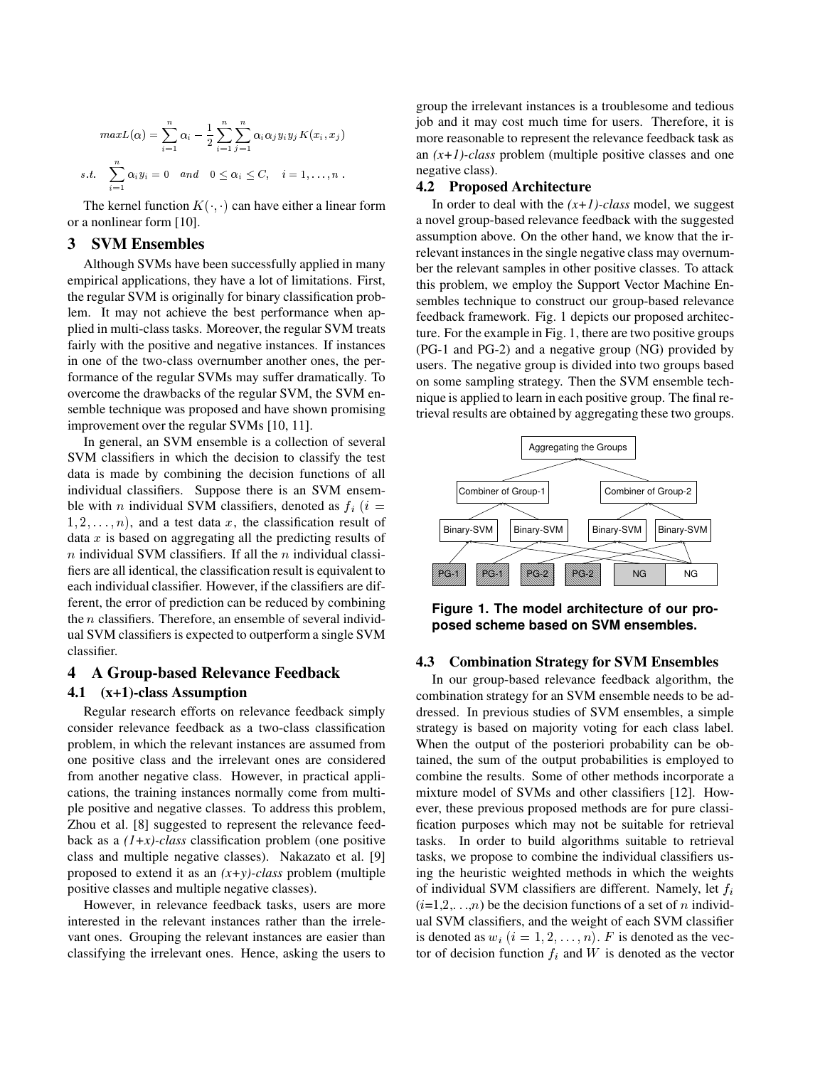$$maxL(\alpha) = \sum_{i=1}^{n} \alpha_i - \frac{1}{2} \sum_{i=1}^{n} \sum_{j=1}^{n} \alpha_i \alpha_j y_i y_j K(x_i, x_j)$$

$$s.t. \quad \sum_{i=1}^{n} \alpha_i y_i = 0 \quad and \quad 0 \le \alpha_i \le C, \quad i = 1, \ldots, n \, .$$

The kernel function $K(\cdot, \cdot)$ can have either a linear form or a nonlinear form [10].

## 3 SVM Ensembles

Although SVMs have been successfully applied in many empirical applications, they have a lot of limitations. First, the regular SVM is originally for binary classification problem. It may not achieve the best performance when applied in multi-class tasks. Moreover, the regular SVM treats fairly with the positive and negative instances. If instances in one of the two-class overnumber another ones, the performance of the regular SVMs may suffer dramatically. To overcome the drawbacks of the regular SVM, the SVM ensemble technique was proposed and have shown promising improvement over the regular SVMs [10, 11].

In general, an SVM ensemble is a collection of several SVM classifiers in which the decision to classify the test data is made by combining the decision functions of all individual classifiers. Suppose there is an SVM ensemble with $n$ individual SVM classifiers, denoted as $f_i$ $(i = 1, 2, \ldots, n)$, and a test data $x$, the classification result of data $x$ is based on aggregating all the predicting results of $n$ individual SVM classifiers. If all the $n$ individual classifiers are all identical, the classification result is equivalent to each individual classifier. However, if the classifiers are different, the error of prediction can be reduced by combining the $n$ classifiers. Therefore, an ensemble of several individual SVM classifiers is expected to outperform a single SVM classifier.

## 4 A Group-based Relevance Feedback

### 4.1 (x+1)-class Assumption

Regular research efforts on relevance feedback simply consider relevance feedback as a two-class classification problem, in which the relevant instances are assumed from one positive class and the irrelevant ones are considered from another negative class. However, in practical applications, the training instances normally come from multiple positive and negative classes. To address this problem, Zhou et al. [8] suggested to represent the relevance feedback as a *(1+x)-class* classification problem (one positive class and multiple negative classes). Nakazato et al. [9] proposed to extend it as an *(x+y)-class* problem (multiple positive classes and multiple negative classes).

However, in relevance feedback tasks, users are more interested in the relevant instances rather than the irrelevant ones. Grouping the relevant instances are easier than classifying the irrelevant ones. Hence, asking the users to group the irrelevant instances is a troublesome and tedious job and it may cost much time for users. Therefore, it is more reasonable to represent the relevance feedback task as an *(x+1)-class* problem (multiple positive classes and one negative class).

### 4.2 Proposed Architecture

In order to deal with the *(x+1)-class* model, we suggest a novel group-based relevance feedback with the suggested assumption above. On the other hand, we know that the irrelevant instances in the single negative class may overnumber the relevant samples in other positive classes. To attack this problem, we employ the Support Vector Machine Ensembles technique to construct our group-based relevance feedback framework. Fig. 1 depicts our proposed architecture. For the example in Fig. 1, there are two positive groups (PG-1 and PG-2) and a negative group (NG) provided by users. The negative group is divided into two groups based on some sampling strategy. Then the SVM ensemble technique is applied to learn in each positive group. The final retrieval results are obtained by aggregating these two groups.

**Figure 1. The model architecture of our proposed scheme based on SVM ensembles.**

### 4.3 Combination Strategy for SVM Ensembles

In our group-based relevance feedback algorithm, the combination strategy for an SVM ensemble needs to be addressed. In previous studies of SVM ensembles, a simple strategy is based on majority voting for each class label. When the output of the posteriori probability can be obtained, the sum of the output probabilities is employed to combine the results. Some of other methods incorporate a mixture model of SVMs and other classifiers [12]. However, these previous proposed methods are for pure classification purposes which may not be suitable for retrieval tasks. In order to build algorithms suitable to retrieval tasks, we propose to combine the individual classifiers using the heuristic weighted methods in which the weights of individual SVM classifiers are different. Namely, let $f_i$ ($i$=1,2,. . .,$n$) be the decision functions of a set of $n$ individual SVM classifiers, and the weight of each SVM classifier is denoted as $w_i$ $(i = 1, 2, \ldots, n)$. $F$ is denoted as the vector of decision function $f_i$ and $W$ is denoted as the vector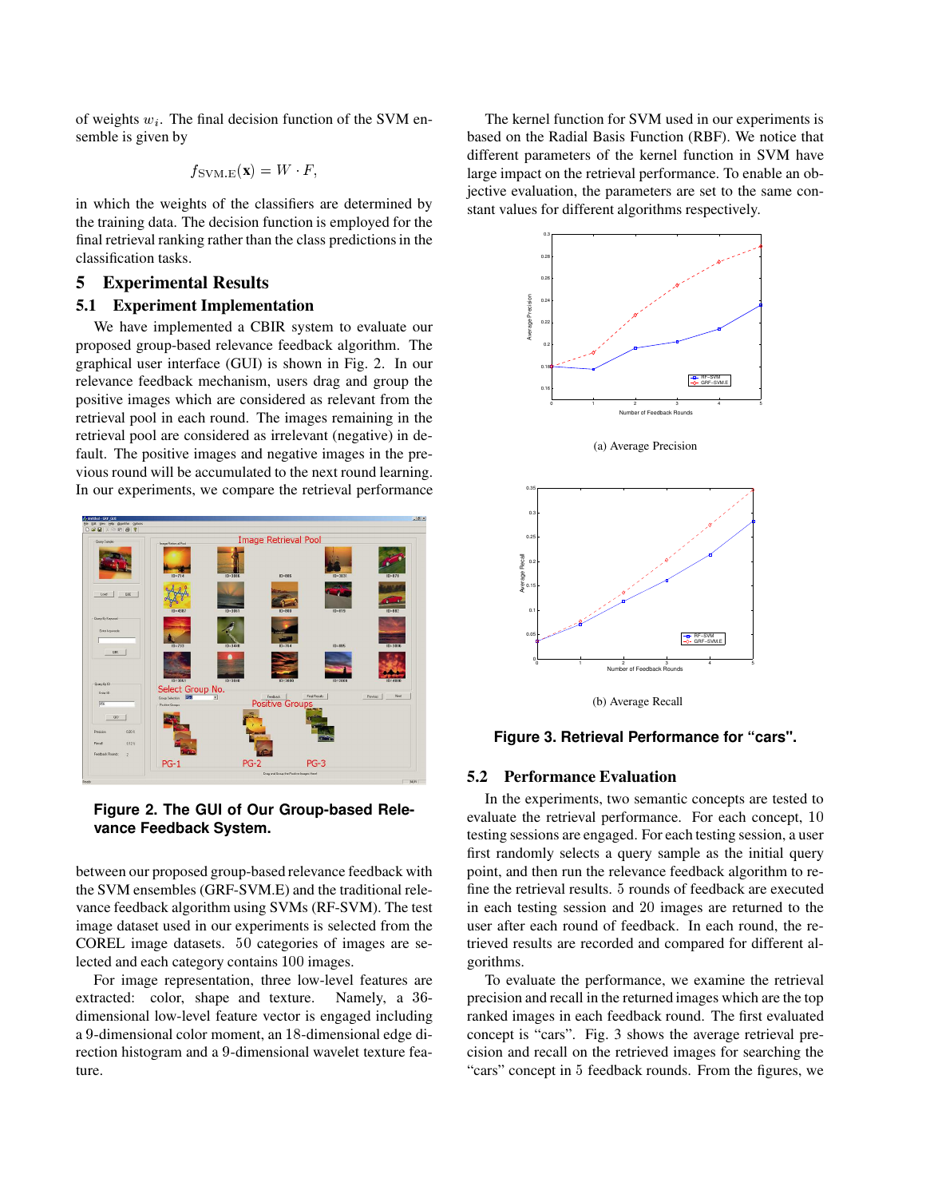of weights $w_i$. The final decision function of the SVM ensemble is given by

$$f_{\mathrm{SVM.E}}(\mathbf{x}) = W \cdot F,$$

in which the weights of the classifiers are determined by the training data. The decision function is employed for the final retrieval ranking rather than the class predictions in the classification tasks.

## 5 Experimental Results

### 5.1 Experiment Implementation

We have implemented a CBIR system to evaluate our proposed group-based relevance feedback algorithm. The graphical user interface (GUI) is shown in Fig. 2. In our relevance feedback mechanism, users drag and group the positive images which are considered as relevant from the retrieval pool in each round. The images remaining in the retrieval pool are considered as irrelevant (negative) in default. The positive images and negative images in the previous round will be accumulated to the next round learning. In our experiments, we compare the retrieval performance between our proposed group-based relevance feedback with the SVM ensembles (GRF-SVM.E) and the traditional relevance feedback algorithm using SVMs (RF-SVM). The test image dataset used in our experiments is selected from the COREL image datasets. 50 categories of images are selected and each category contains 100 images.

**Figure 2. The GUI of Our Group-based Relevance Feedback System.**

For image representation, three low-level features are extracted: color, shape and texture. Namely, a 36-dimensional low-level feature vector is engaged including a 9-dimensional color moment, an 18-dimensional edge direction histogram and a 9-dimensional wavelet texture feature.

The kernel function for SVM used in our experiments is based on the Radial Basis Function (RBF). We notice that different parameters of the kernel function in SVM have large impact on the retrieval performance. To enable an objective evaluation, the parameters are set to the same constant values for different algorithms respectively.

(a) Average Precision

(b) Average Recall

**Figure 3. Retrieval Performance for "cars".**

### 5.2 Performance Evaluation

In the experiments, two semantic concepts are tested to evaluate the retrieval performance. For each concept, 10 testing sessions are engaged. For each testing session, a user first randomly selects a query sample as the initial query point, and then run the relevance feedback algorithm to refine the retrieval results. 5 rounds of feedback are executed in each testing session and 20 images are returned to the user after each round of feedback. In each round, the retrieved results are recorded and compared for different algorithms.

To evaluate the performance, we examine the retrieval precision and recall in the returned images which are the top ranked images in each feedback round. The first evaluated concept is "cars". Fig. 3 shows the average retrieval precision and recall on the retrieved images for searching the "cars" concept in 5 feedback rounds. From the figures, we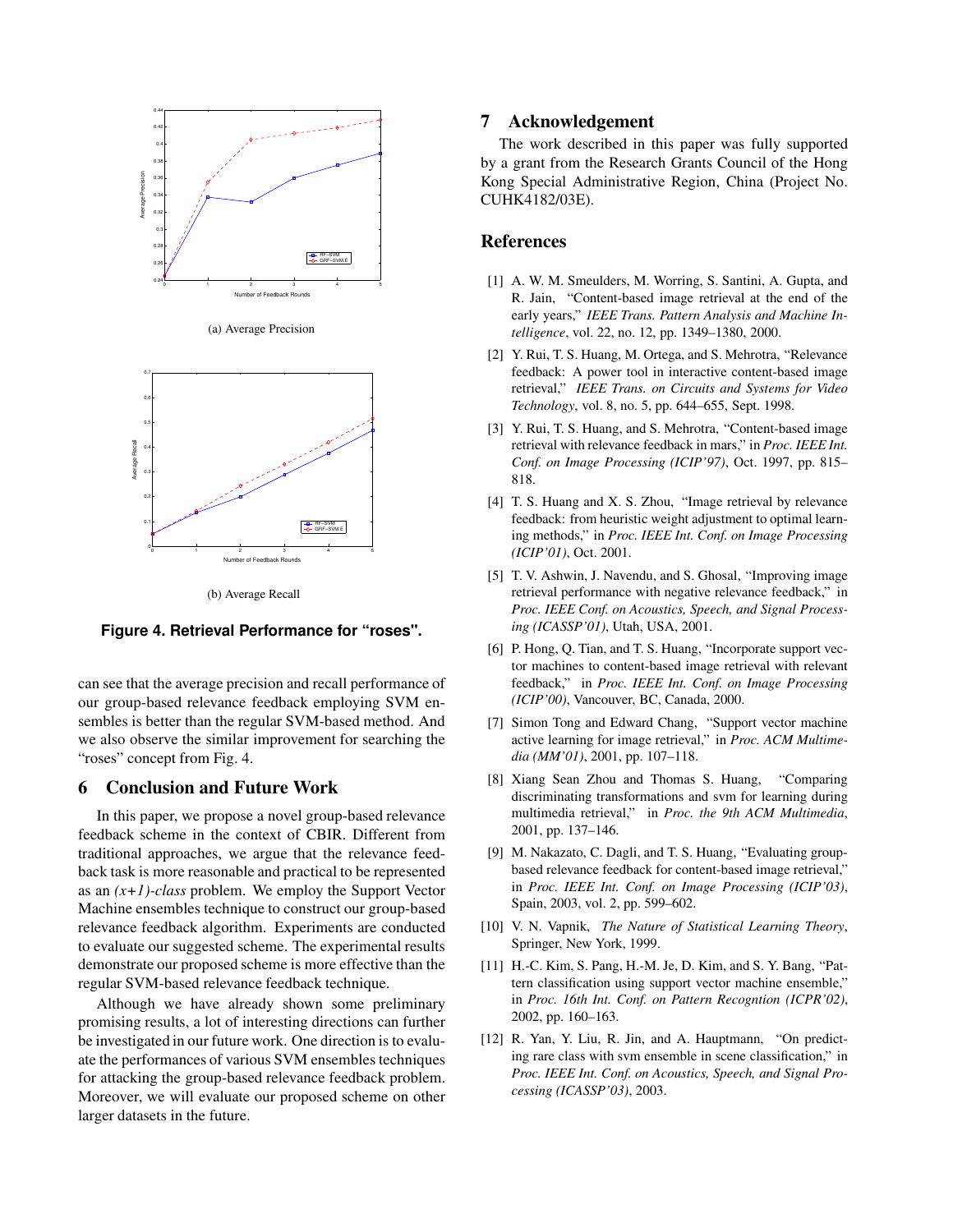0.44
0.42
0.4
0.38
0.36
0.34
0.32
0.3
0.28
0.26
0.24
Average Precision
0 1 2 3 4 5
Number of Feedback Rounds
RF−SVM
GRF−SVM.E

(a) Average Precision

0.7
0.6
0.5
0.4
0.3
0.2
0.1
0
Average Recall
0 1 2 3 4 5
Number of Feedback Rounds
RF−SVM
GRF−SVM.E

(b) Average Recall

**Figure 4. Retrieval Performance for "roses".**

can see that the average precision and recall performance of our group-based relevance feedback employing SVM ensembles is better than the regular SVM-based method. And we also observe the similar improvement for searching the "roses" concept from Fig. 4.

## 6 Conclusion and Future Work

In this paper, we propose a novel group-based relevance feedback scheme in the context of CBIR. Different from traditional approaches, we argue that the relevance feedback task is more reasonable and practical to be represented as an *(x+1)-class* problem. We employ the Support Vector Machine ensembles technique to construct our group-based relevance feedback algorithm. Experiments are conducted to evaluate our suggested scheme. The experimental results demonstrate our proposed scheme is more effective than the regular SVM-based relevance feedback technique.

Although we have already shown some preliminary promising results, a lot of interesting directions can further be investigated in our future work. One direction is to evaluate the performances of various SVM ensembles techniques for attacking the group-based relevance feedback problem. Moreover, we will evaluate our proposed scheme on other larger datasets in the future.

## 7 Acknowledgement

The work described in this paper was fully supported by a grant from the Research Grants Council of the Hong Kong Special Administrative Region, China (Project No. CUHK4182/03E).

## References

[1] A. W. M. Smeulders, M. Worring, S. Santini, A. Gupta, and R. Jain, "Content-based image retrieval at the end of the early years," *IEEE Trans. Pattern Analysis and Machine Intelligence*, vol. 22, no. 12, pp. 1349–1380, 2000.

[2] Y. Rui, T. S. Huang, M. Ortega, and S. Mehrotra, "Relevance feedback: A power tool in interactive content-based image retrieval," *IEEE Trans. on Circuits and Systems for Video Technology*, vol. 8, no. 5, pp. 644–655, Sept. 1998.

[3] Y. Rui, T. S. Huang, and S. Mehrotra, "Content-based image retrieval with relevance feedback in mars," in *Proc. IEEE Int. Conf. on Image Processing (ICIP'97)*, Oct. 1997, pp. 815–818.

[4] T. S. Huang and X. S. Zhou, "Image retrieval by relevance feedback: from heuristic weight adjustment to optimal learning methods," in *Proc. IEEE Int. Conf. on Image Processing (ICIP'01)*, Oct. 2001.

[5] T. V. Ashwin, J. Navendu, and S. Ghosal, "Improving image retrieval performance with negative relevance feedback," in *Proc. IEEE Conf. on Acoustics, Speech, and Signal Processing (ICASSP'01)*, Utah, USA, 2001.

[6] P. Hong, Q. Tian, and T. S. Huang, "Incorporate support vector machines to content-based image retrieval with relevant feedback," in *Proc. IEEE Int. Conf. on Image Processing (ICIP'00)*, Vancouver, BC, Canada, 2000.

[7] Simon Tong and Edward Chang, "Support vector machine active learning for image retrieval," in *Proc. ACM Multimedia (MM'01)*, 2001, pp. 107–118.

[8] Xiang Sean Zhou and Thomas S. Huang, "Comparing discriminating transformations and svm for learning during multimedia retrieval," in *Proc. the 9th ACM Multimedia*, 2001, pp. 137–146.

[9] M. Nakazato, C. Dagli, and T. S. Huang, "Evaluating group-based relevance feedback for content-based image retrieval," in *Proc. IEEE Int. Conf. on Image Processing (ICIP'03)*, Spain, 2003, vol. 2, pp. 599–602.

[10] V. N. Vapnik, *The Nature of Statistical Learning Theory*, Springer, New York, 1999.

[11] H.-C. Kim, S. Pang, H.-M. Je, D. Kim, and S. Y. Bang, "Pattern classification using support vector machine ensemble," in *Proc. 16th Int. Conf. on Pattern Recogntion (ICPR'02)*, 2002, pp. 160–163.

[12] R. Yan, Y. Liu, R. Jin, and A. Hauptmann, "On predicting rare class with svm ensemble in scene classification," in *Proc. IEEE Int. Conf. on Acoustics, Speech, and Signal Processing (ICASSP'03)*, 2003.